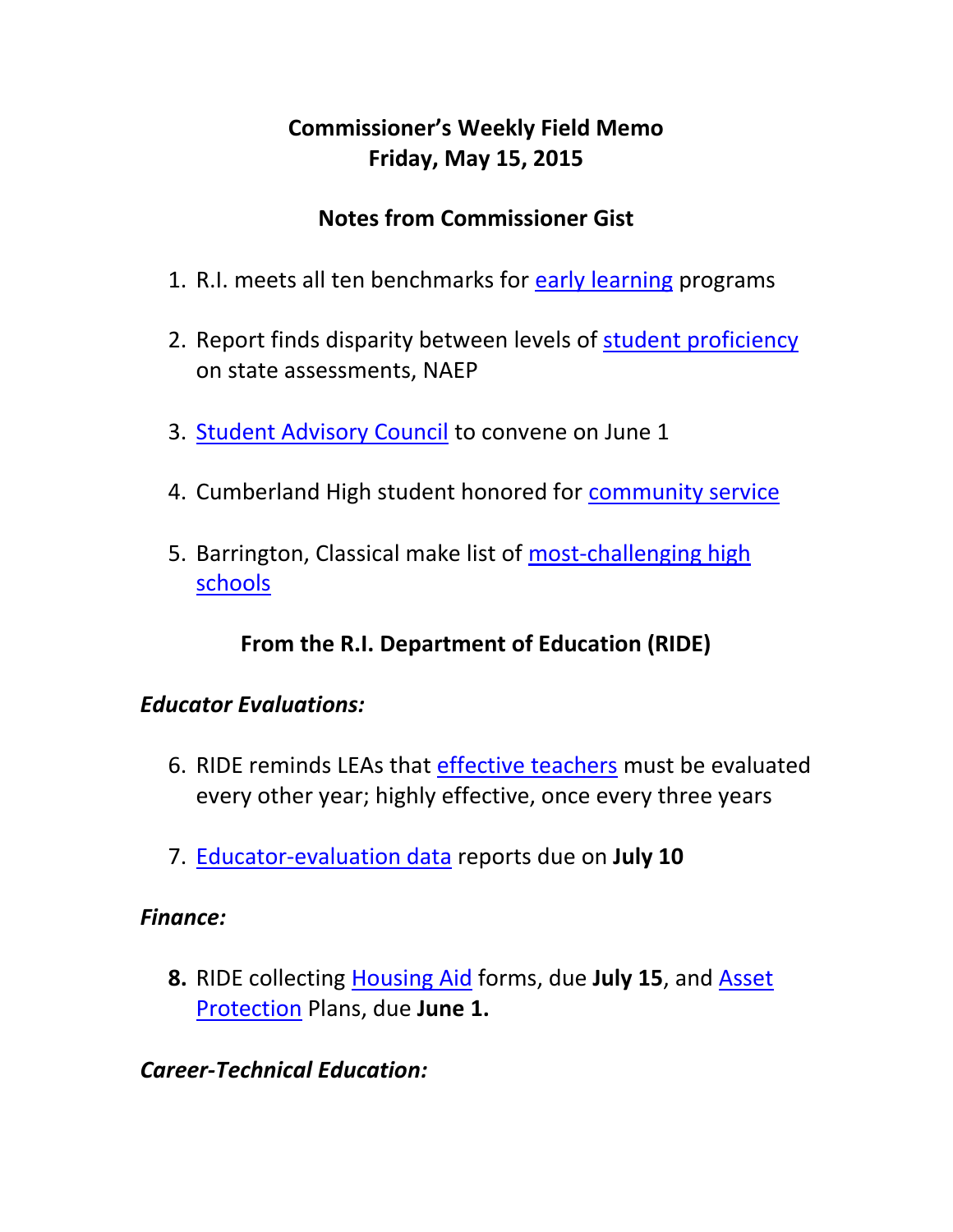# Commissioner's Weekly Field Memo
# Friday, May 15, 2015

## Notes from Commissioner Gist

1. R.I. meets all ten benchmarks for early learning programs

2. Report finds disparity between levels of student proficiency on state assessments, NAEP

3. Student Advisory Council to convene on June 1

4. Cumberland High student honored for community service

5. Barrington, Classical make list of most-challenging high schools

## From the R.I. Department of Education (RIDE)

### *Educator Evaluations:*

6. RIDE reminds LEAs that effective teachers must be evaluated every other year; highly effective, once every three years

7. Educator-evaluation data reports due on **July 10**

### *Finance:*

8. RIDE collecting Housing Aid forms, due **July 15**, and Asset Protection Plans, due **June 1.**

### *Career-Technical Education:*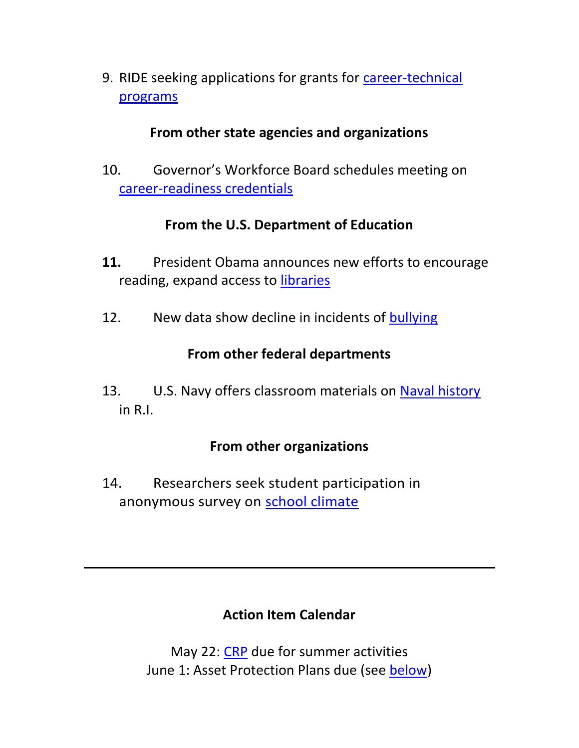9. RIDE seeking applications for grants for career-technical programs

**From other state agencies and organizations**

10. Governor's Workforce Board schedules meeting on career-readiness credentials

**From the U.S. Department of Education**

11. President Obama announces new efforts to encourage reading, expand access to libraries

12. New data show decline in incidents of bullying

**From other federal departments**

13. U.S. Navy offers classroom materials on Naval history in R.I.

**From other organizations**

14. Researchers seek student participation in anonymous survey on school climate

---

**Action Item Calendar**

May 22: CRP due for summer activities
June 1: Asset Protection Plans due (see below)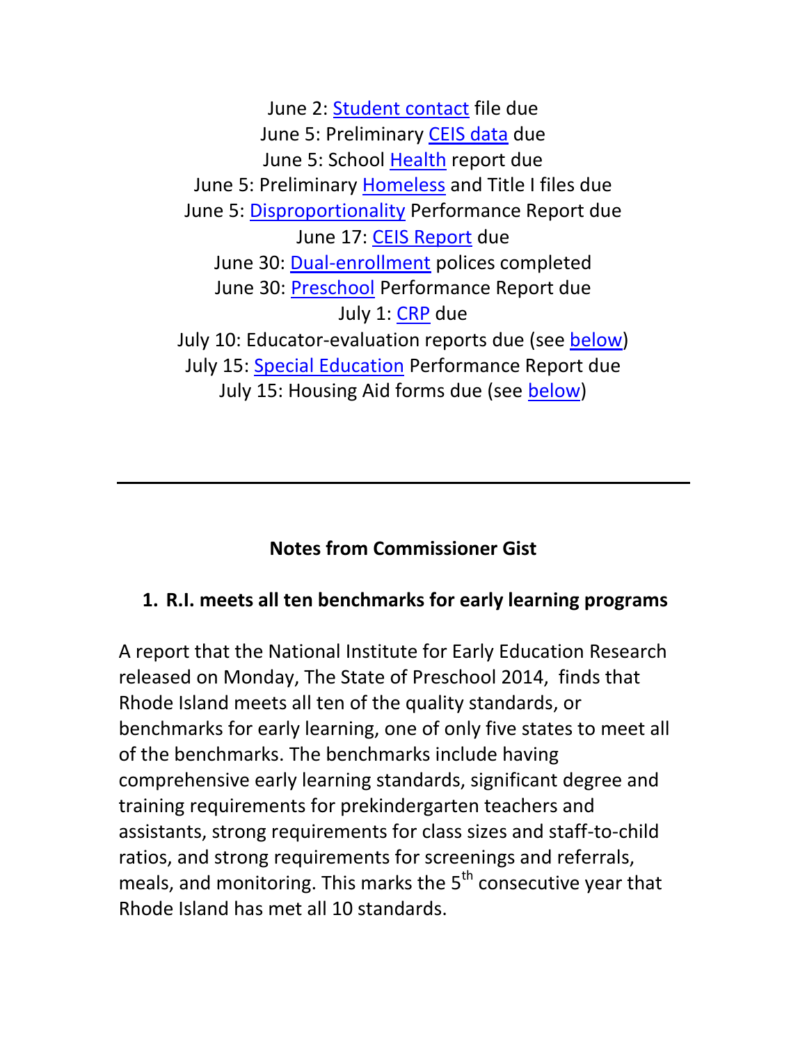June 2: Student contact file due
June 5: Preliminary CEIS data due
June 5: School Health report due
June 5: Preliminary Homeless and Title I files due
June 5: Disproportionality Performance Report due
June 17: CEIS Report due
June 30: Dual-enrollment polices completed
June 30: Preschool Performance Report due
July 1: CRP due
July 10: Educator-evaluation reports due (see below)
July 15: Special Education Performance Report due
July 15: Housing Aid forms due (see below)

---

## Notes from Commissioner Gist

### 1. R.I. meets all ten benchmarks for early learning programs

A report that the National Institute for Early Education Research released on Monday, The State of Preschool 2014, finds that Rhode Island meets all ten of the quality standards, or benchmarks for early learning, one of only five states to meet all of the benchmarks. The benchmarks include having comprehensive early learning standards, significant degree and training requirements for prekindergarten teachers and assistants, strong requirements for class sizes and staff-to-child ratios, and strong requirements for screenings and referrals, meals, and monitoring. This marks the 5th consecutive year that Rhode Island has met all 10 standards.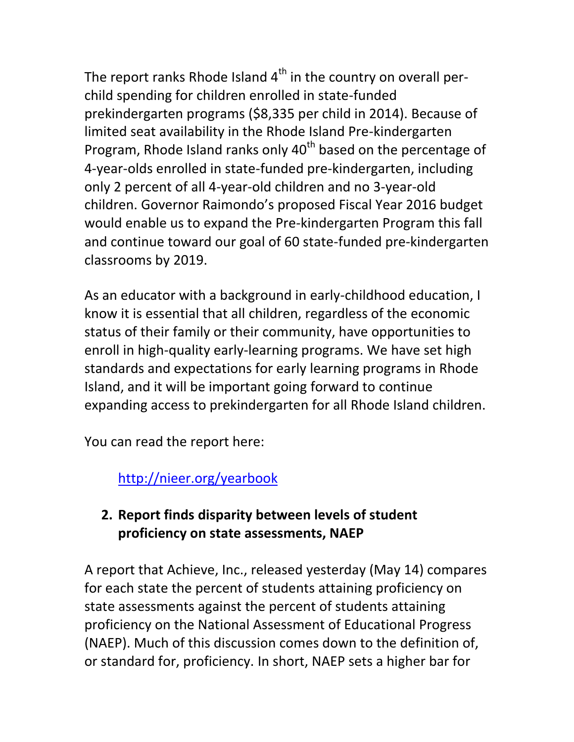The report ranks Rhode Island $4^{th}$ in the country on overall per-child spending for children enrolled in state-funded prekindergarten programs ($8,335 per child in 2014). Because of limited seat availability in the Rhode Island Pre-kindergarten Program, Rhode Island ranks only $40^{th}$ based on the percentage of 4-year-olds enrolled in state-funded pre-kindergarten, including only 2 percent of all 4-year-old children and no 3-year-old children. Governor Raimondo's proposed Fiscal Year 2016 budget would enable us to expand the Pre-kindergarten Program this fall and continue toward our goal of 60 state-funded pre-kindergarten classrooms by 2019.

As an educator with a background in early-childhood education, I know it is essential that all children, regardless of the economic status of their family or their community, have opportunities to enroll in high-quality early-learning programs. We have set high standards and expectations for early learning programs in Rhode Island, and it will be important going forward to continue expanding access to prekindergarten for all Rhode Island children.

You can read the report here:

http://nieer.org/yearbook

2. **Report finds disparity between levels of student proficiency on state assessments, NAEP**

A report that Achieve, Inc., released yesterday (May 14) compares for each state the percent of students attaining proficiency on state assessments against the percent of students attaining proficiency on the National Assessment of Educational Progress (NAEP). Much of this discussion comes down to the definition of, or standard for, proficiency. In short, NAEP sets a higher bar for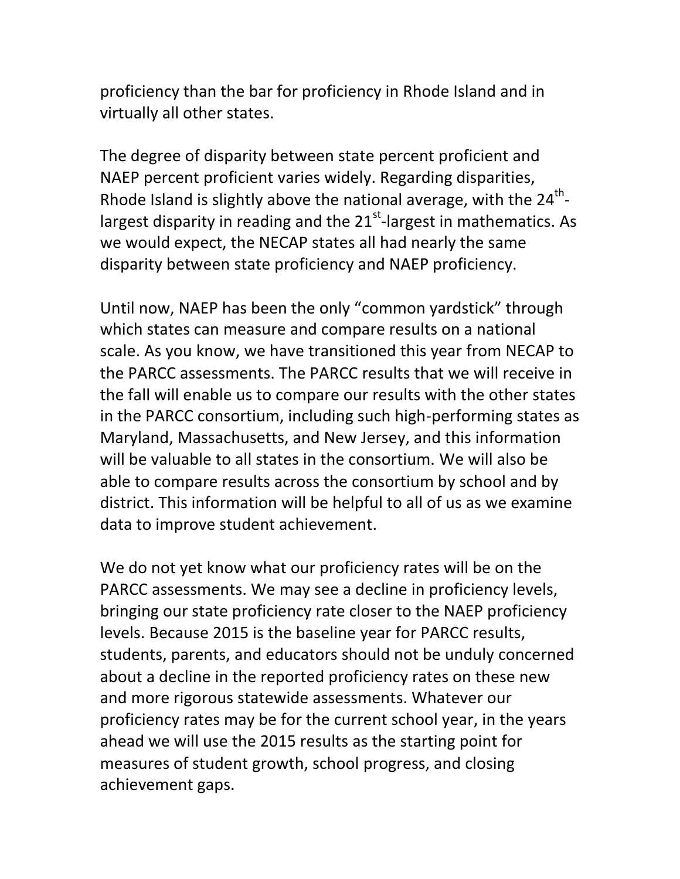proficiency than the bar for proficiency in Rhode Island and in virtually all other states.

The degree of disparity between state percent proficient and NAEP percent proficient varies widely. Regarding disparities, Rhode Island is slightly above the national average, with the 24th-largest disparity in reading and the 21st-largest in mathematics. As we would expect, the NECAP states all had nearly the same disparity between state proficiency and NAEP proficiency.

Until now, NAEP has been the only "common yardstick" through which states can measure and compare results on a national scale. As you know, we have transitioned this year from NECAP to the PARCC assessments. The PARCC results that we will receive in the fall will enable us to compare our results with the other states in the PARCC consortium, including such high-performing states as Maryland, Massachusetts, and New Jersey, and this information will be valuable to all states in the consortium. We will also be able to compare results across the consortium by school and by district. This information will be helpful to all of us as we examine data to improve student achievement.

We do not yet know what our proficiency rates will be on the PARCC assessments. We may see a decline in proficiency levels, bringing our state proficiency rate closer to the NAEP proficiency levels. Because 2015 is the baseline year for PARCC results, students, parents, and educators should not be unduly concerned about a decline in the reported proficiency rates on these new and more rigorous statewide assessments. Whatever our proficiency rates may be for the current school year, in the years ahead we will use the 2015 results as the starting point for measures of student growth, school progress, and closing achievement gaps.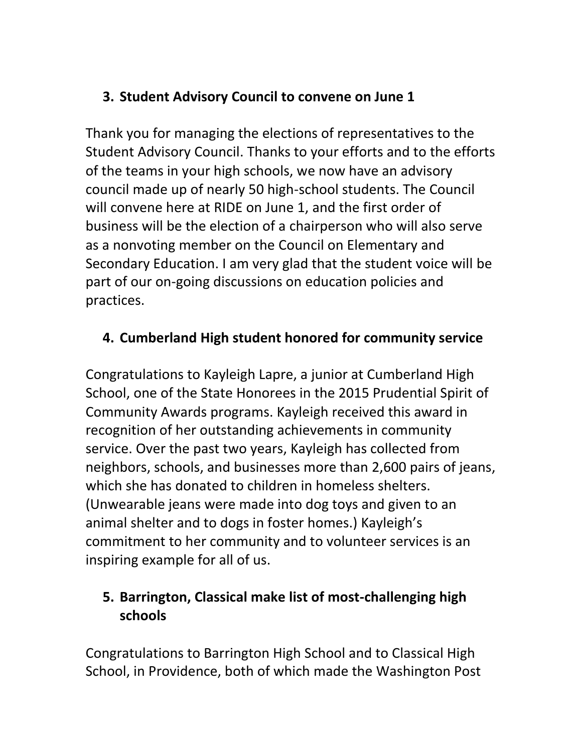### 3. Student Advisory Council to convene on June 1

Thank you for managing the elections of representatives to the Student Advisory Council. Thanks to your efforts and to the efforts of the teams in your high schools, we now have an advisory council made up of nearly 50 high-school students. The Council will convene here at RIDE on June 1, and the first order of business will be the election of a chairperson who will also serve as a nonvoting member on the Council on Elementary and Secondary Education. I am very glad that the student voice will be part of our on-going discussions on education policies and practices.

### 4. Cumberland High student honored for community service

Congratulations to Kayleigh Lapre, a junior at Cumberland High School, one of the State Honorees in the 2015 Prudential Spirit of Community Awards programs. Kayleigh received this award in recognition of her outstanding achievements in community service. Over the past two years, Kayleigh has collected from neighbors, schools, and businesses more than 2,600 pairs of jeans, which she has donated to children in homeless shelters. (Unwearable jeans were made into dog toys and given to an animal shelter and to dogs in foster homes.) Kayleigh's commitment to her community and to volunteer services is an inspiring example for all of us.

### 5. Barrington, Classical make list of most-challenging high schools

Congratulations to Barrington High School and to Classical High School, in Providence, both of which made the Washington Post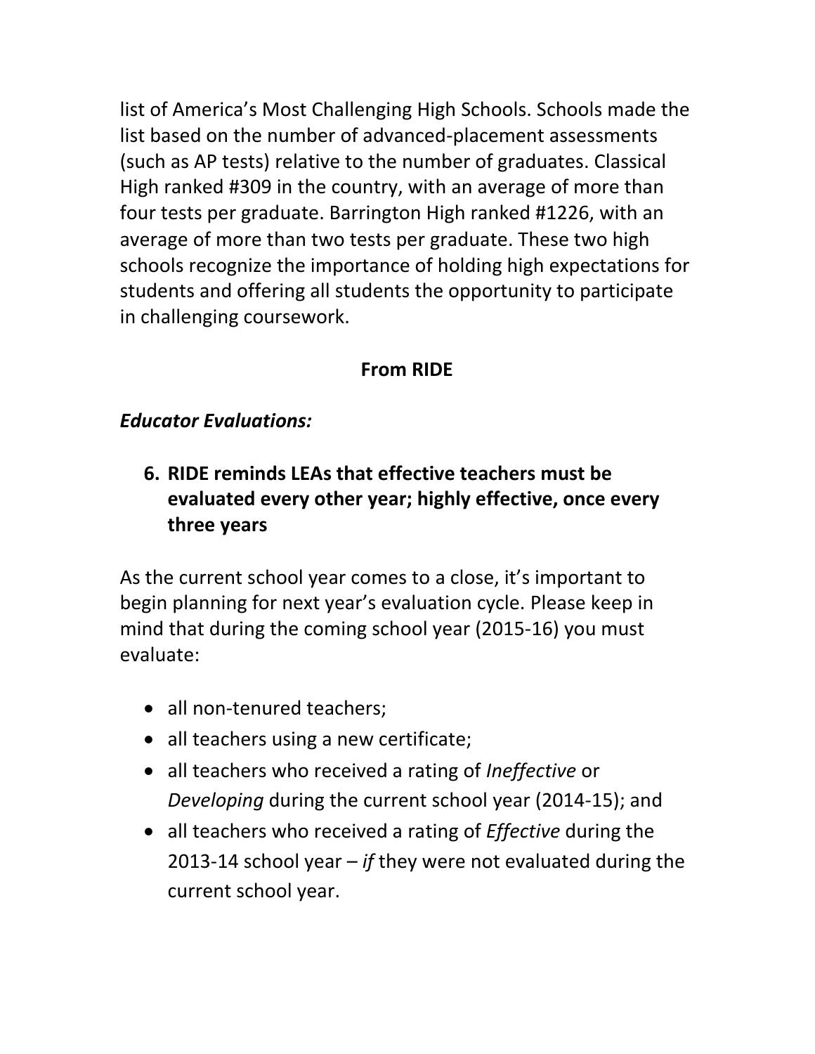list of America's Most Challenging High Schools. Schools made the list based on the number of advanced-placement assessments (such as AP tests) relative to the number of graduates. Classical High ranked #309 in the country, with an average of more than four tests per graduate. Barrington High ranked #1226, with an average of more than two tests per graduate. These two high schools recognize the importance of holding high expectations for students and offering all students the opportunity to participate in challenging coursework.

## From RIDE

### *Educator Evaluations:*

### 6. RIDE reminds LEAs that effective teachers must be evaluated every other year; highly effective, once every three years

As the current school year comes to a close, it's important to begin planning for next year's evaluation cycle. Please keep in mind that during the coming school year (2015-16) you must evaluate:

- all non-tenured teachers;
- all teachers using a new certificate;
- all teachers who received a rating of *Ineffective* or *Developing* during the current school year (2014-15); and
- all teachers who received a rating of *Effective* during the 2013-14 school year – *if* they were not evaluated during the current school year.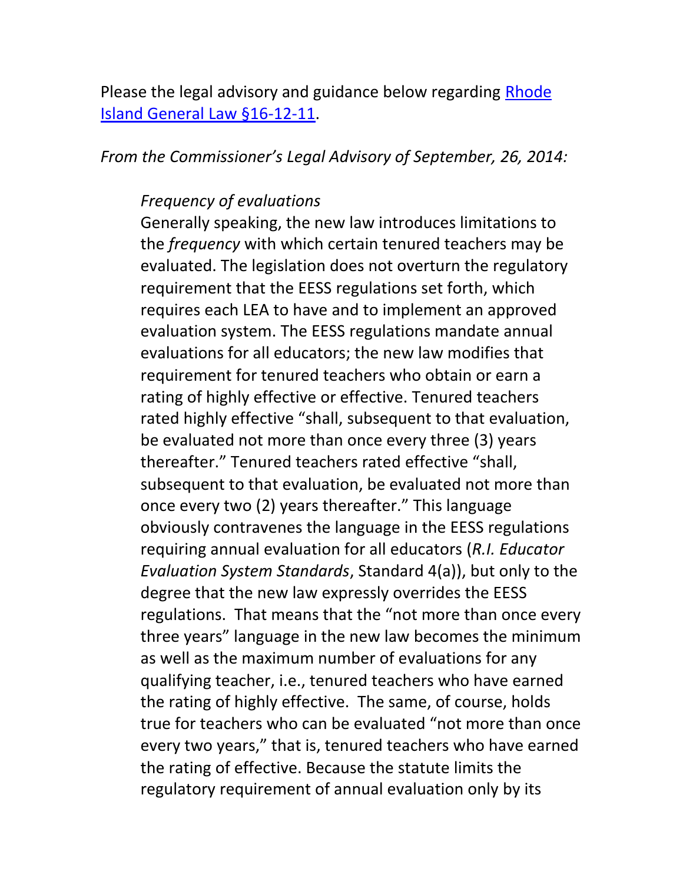Please the legal advisory and guidance below regarding [Rhode Island General Law §16-12-11](#).

*From the Commissioner's Legal Advisory of September, 26, 2014:*

> *Frequency of evaluations*
>
> Generally speaking, the new law introduces limitations to the *frequency* with which certain tenured teachers may be evaluated. The legislation does not overturn the regulatory requirement that the EESS regulations set forth, which requires each LEA to have and to implement an approved evaluation system. The EESS regulations mandate annual evaluations for all educators; the new law modifies that requirement for tenured teachers who obtain or earn a rating of highly effective or effective. Tenured teachers rated highly effective "shall, subsequent to that evaluation, be evaluated not more than once every three (3) years thereafter." Tenured teachers rated effective "shall, subsequent to that evaluation, be evaluated not more than once every two (2) years thereafter." This language obviously contravenes the language in the EESS regulations requiring annual evaluation for all educators (*R.I. Educator Evaluation System Standards*, Standard 4(a)), but only to the degree that the new law expressly overrides the EESS regulations. That means that the "not more than once every three years" language in the new law becomes the minimum as well as the maximum number of evaluations for any qualifying teacher, i.e., tenured teachers who have earned the rating of highly effective. The same, of course, holds true for teachers who can be evaluated "not more than once every two years," that is, tenured teachers who have earned the rating of effective. Because the statute limits the regulatory requirement of annual evaluation only by its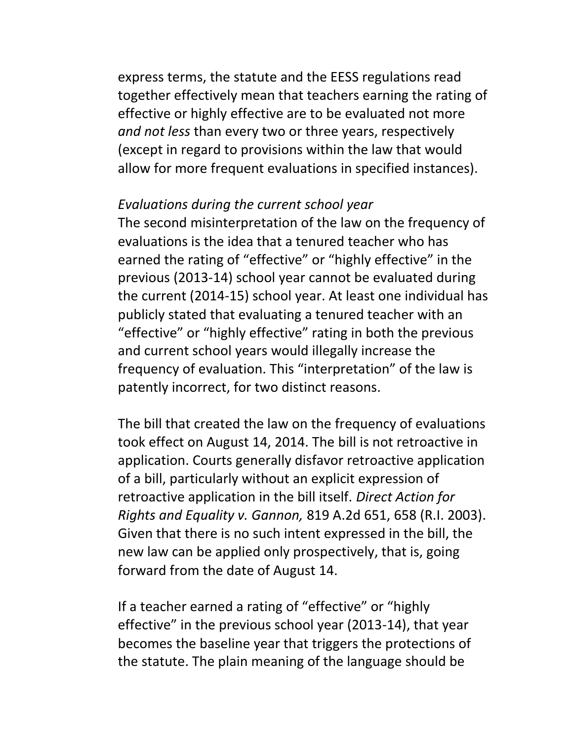express terms, the statute and the EESS regulations read together effectively mean that teachers earning the rating of effective or highly effective are to be evaluated not more *and not less* than every two or three years, respectively (except in regard to provisions within the law that would allow for more frequent evaluations in specified instances).

*Evaluations during the current school year*

The second misinterpretation of the law on the frequency of evaluations is the idea that a tenured teacher who has earned the rating of "effective" or "highly effective" in the previous (2013-14) school year cannot be evaluated during the current (2014-15) school year. At least one individual has publicly stated that evaluating a tenured teacher with an "effective" or "highly effective" rating in both the previous and current school years would illegally increase the frequency of evaluation. This "interpretation" of the law is patently incorrect, for two distinct reasons.

The bill that created the law on the frequency of evaluations took effect on August 14, 2014. The bill is not retroactive in application. Courts generally disfavor retroactive application of a bill, particularly without an explicit expression of retroactive application in the bill itself. *Direct Action for Rights and Equality v. Gannon,* 819 A.2d 651, 658 (R.I. 2003). Given that there is no such intent expressed in the bill, the new law can be applied only prospectively, that is, going forward from the date of August 14.

If a teacher earned a rating of "effective" or "highly effective" in the previous school year (2013-14), that year becomes the baseline year that triggers the protections of the statute. The plain meaning of the language should be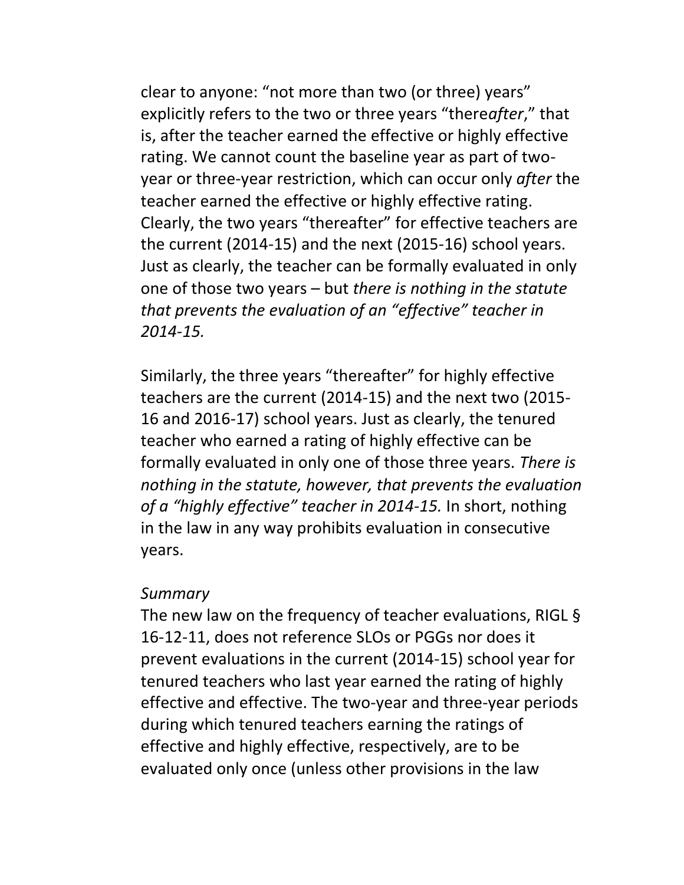clear to anyone: "not more than two (or three) years" explicitly refers to the two or three years "there*after*," that is, after the teacher earned the effective or highly effective rating. We cannot count the baseline year as part of two-year or three-year restriction, which can occur only *after* the teacher earned the effective or highly effective rating. Clearly, the two years "thereafter" for effective teachers are the current (2014-15) and the next (2015-16) school years. Just as clearly, the teacher can be formally evaluated in only one of those two years – but *there is nothing in the statute that prevents the evaluation of an "effective" teacher in 2014-15.*

Similarly, the three years "thereafter" for highly effective teachers are the current (2014-15) and the next two (2015-16 and 2016-17) school years. Just as clearly, the tenured teacher who earned a rating of highly effective can be formally evaluated in only one of those three years. *There is nothing in the statute, however, that prevents the evaluation of a "highly effective" teacher in 2014-15.* In short, nothing in the law in any way prohibits evaluation in consecutive years.

*Summary*

The new law on the frequency of teacher evaluations, RIGL § 16-12-11, does not reference SLOs or PGGs nor does it prevent evaluations in the current (2014-15) school year for tenured teachers who last year earned the rating of highly effective and effective. The two-year and three-year periods during which tenured teachers earning the ratings of effective and highly effective, respectively, are to be evaluated only once (unless other provisions in the law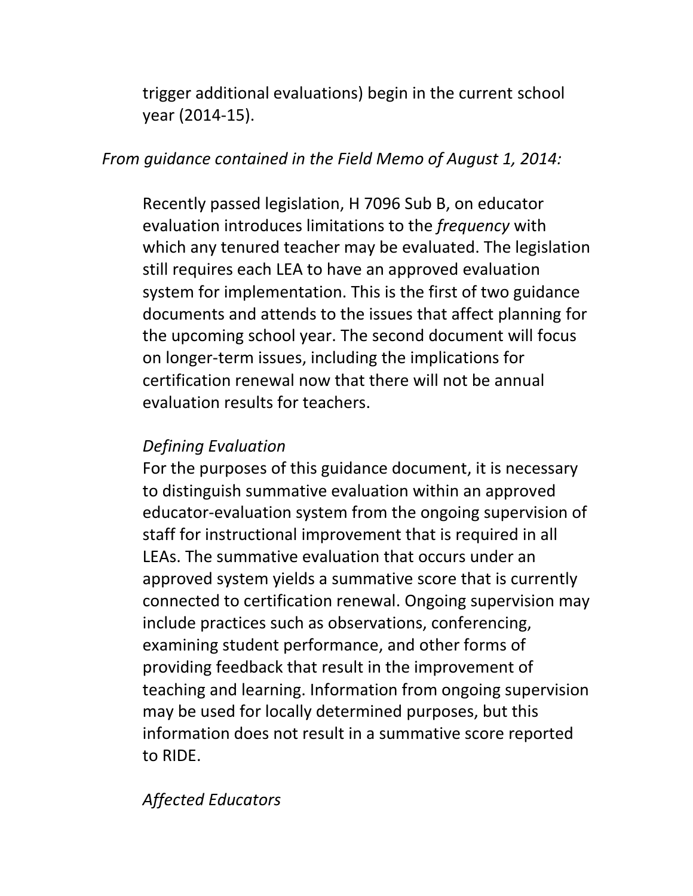trigger additional evaluations) begin in the current school year (2014-15).

*From guidance contained in the Field Memo of August 1, 2014:*

Recently passed legislation, H 7096 Sub B, on educator evaluation introduces limitations to the *frequency* with which any tenured teacher may be evaluated. The legislation still requires each LEA to have an approved evaluation system for implementation. This is the first of two guidance documents and attends to the issues that affect planning for the upcoming school year. The second document will focus on longer-term issues, including the implications for certification renewal now that there will not be annual evaluation results for teachers.

*Defining Evaluation*

For the purposes of this guidance document, it is necessary to distinguish summative evaluation within an approved educator-evaluation system from the ongoing supervision of staff for instructional improvement that is required in all LEAs. The summative evaluation that occurs under an approved system yields a summative score that is currently connected to certification renewal. Ongoing supervision may include practices such as observations, conferencing, examining student performance, and other forms of providing feedback that result in the improvement of teaching and learning. Information from ongoing supervision may be used for locally determined purposes, but this information does not result in a summative score reported to RIDE.

*Affected Educators*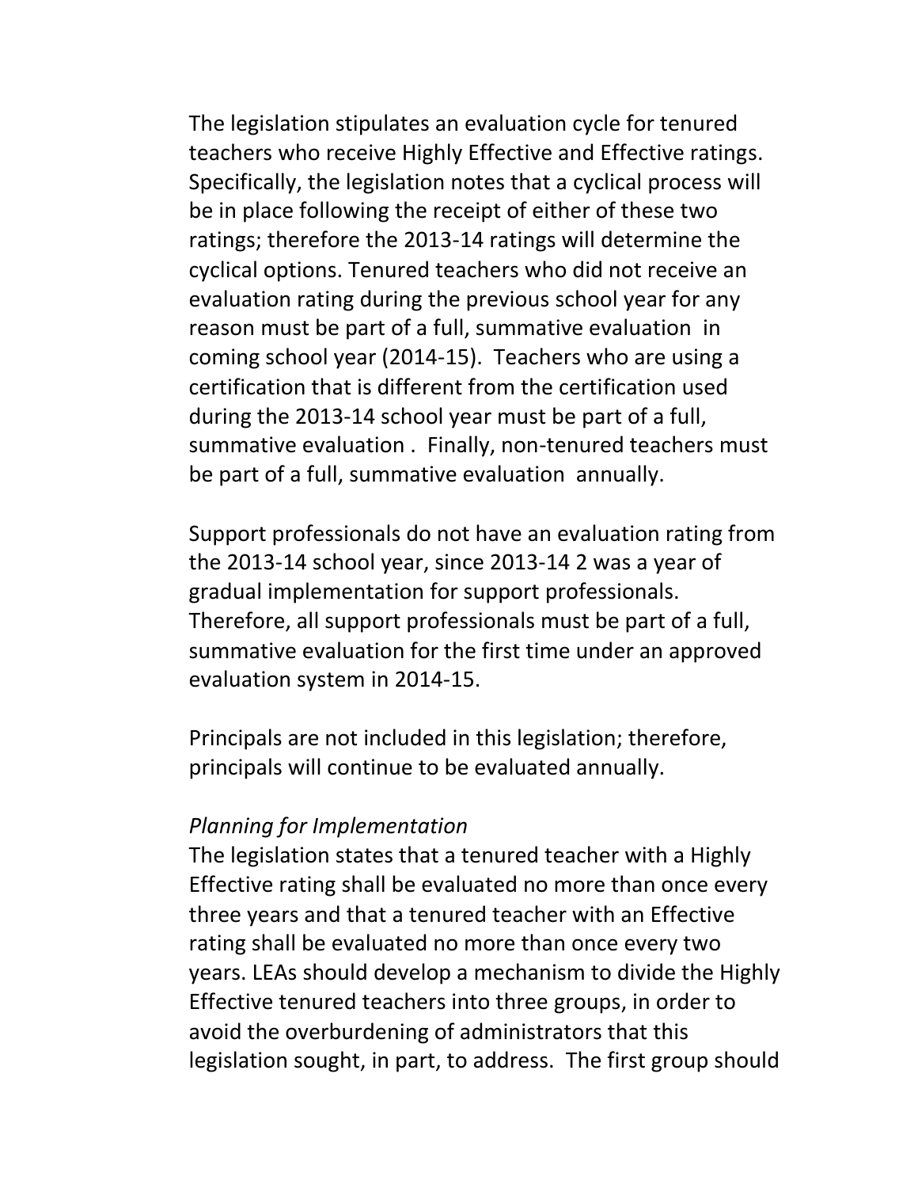The legislation stipulates an evaluation cycle for tenured teachers who receive Highly Effective and Effective ratings. Specifically, the legislation notes that a cyclical process will be in place following the receipt of either of these two ratings; therefore the 2013-14 ratings will determine the cyclical options. Tenured teachers who did not receive an evaluation rating during the previous school year for any reason must be part of a full, summative evaluation in coming school year (2014-15). Teachers who are using a certification that is different from the certification used during the 2013-14 school year must be part of a full, summative evaluation . Finally, non-tenured teachers must be part of a full, summative evaluation annually.

Support professionals do not have an evaluation rating from the 2013-14 school year, since 2013-14 2 was a year of gradual implementation for support professionals. Therefore, all support professionals must be part of a full, summative evaluation for the first time under an approved evaluation system in 2014-15.

Principals are not included in this legislation; therefore, principals will continue to be evaluated annually.

*Planning for Implementation*

The legislation states that a tenured teacher with a Highly Effective rating shall be evaluated no more than once every three years and that a tenured teacher with an Effective rating shall be evaluated no more than once every two years. LEAs should develop a mechanism to divide the Highly Effective tenured teachers into three groups, in order to avoid the overburdening of administrators that this legislation sought, in part, to address. The first group should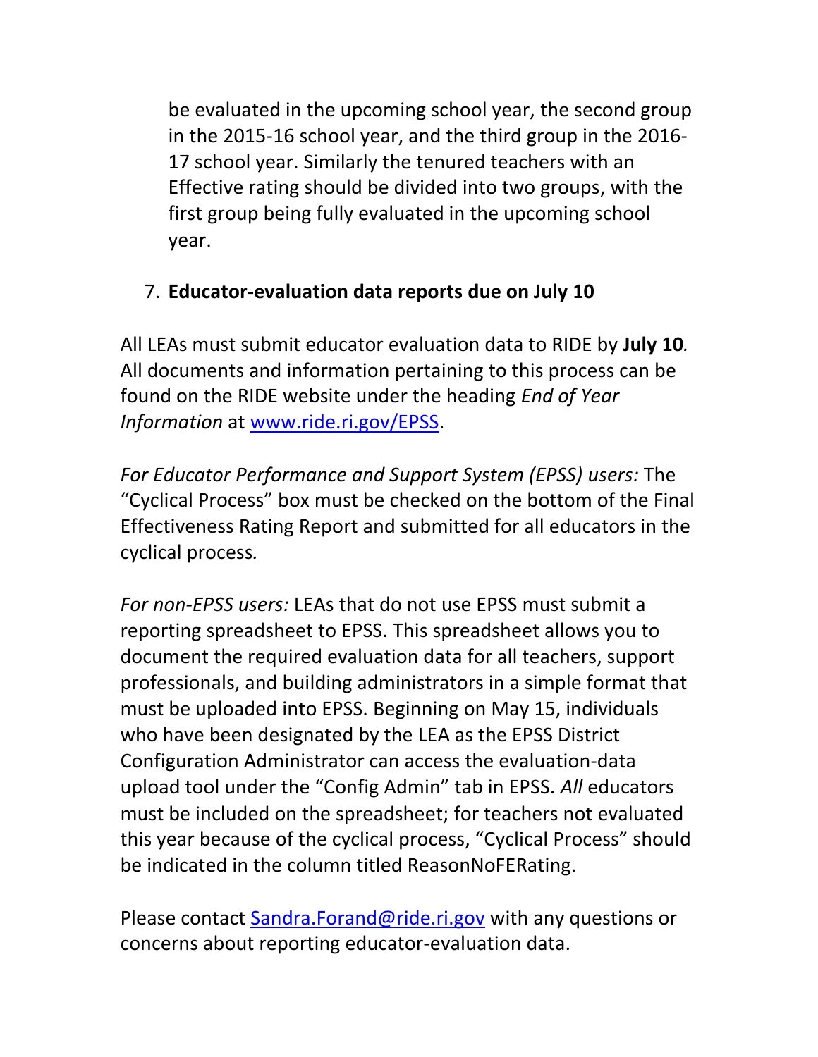be evaluated in the upcoming school year, the second group in the 2015-16 school year, and the third group in the 2016-17 school year. Similarly the tenured teachers with an Effective rating should be divided into two groups, with the first group being fully evaluated in the upcoming school year.

7. **Educator-evaluation data reports due on July 10**

All LEAs must submit educator evaluation data to RIDE by **July 10**. All documents and information pertaining to this process can be found on the RIDE website under the heading *End of Year Information* at [www.ride.ri.gov/EPSS](www.ride.ri.gov/EPSS).

*For Educator Performance and Support System (EPSS) users:* The "Cyclical Process" box must be checked on the bottom of the Final Effectiveness Rating Report and submitted for all educators in the cyclical process.

*For non-EPSS users:* LEAs that do not use EPSS must submit a reporting spreadsheet to EPSS. This spreadsheet allows you to document the required evaluation data for all teachers, support professionals, and building administrators in a simple format that must be uploaded into EPSS. Beginning on May 15, individuals who have been designated by the LEA as the EPSS District Configuration Administrator can access the evaluation-data upload tool under the "Config Admin" tab in EPSS. *All* educators must be included on the spreadsheet; for teachers not evaluated this year because of the cyclical process, "Cyclical Process" should be indicated in the column titled ReasonNoFERating.

Please contact [Sandra.Forand@ride.ri.gov](mailto:Sandra.Forand@ride.ri.gov) with any questions or concerns about reporting educator-evaluation data.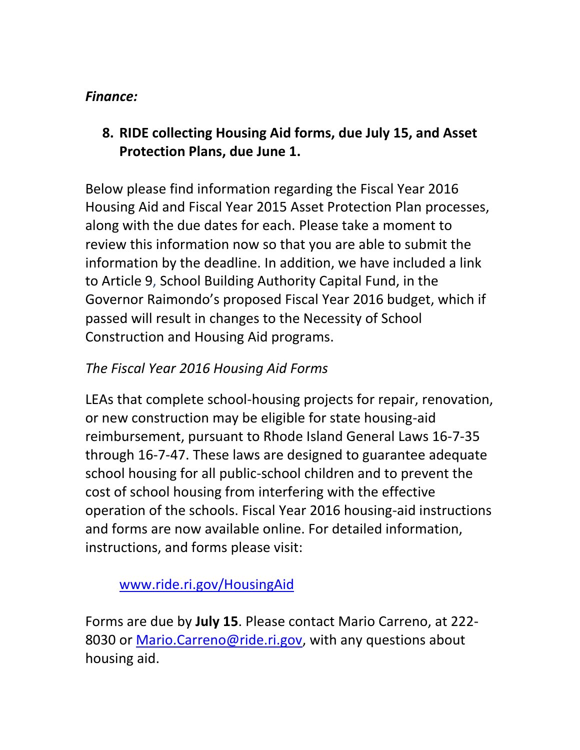*Finance:*

**8. RIDE collecting Housing Aid forms, due July 15, and Asset Protection Plans, due June 1.**

Below please find information regarding the Fiscal Year 2016 Housing Aid and Fiscal Year 2015 Asset Protection Plan processes, along with the due dates for each. Please take a moment to review this information now so that you are able to submit the information by the deadline. In addition, we have included a link to Article 9, School Building Authority Capital Fund, in the Governor Raimondo's proposed Fiscal Year 2016 budget, which if passed will result in changes to the Necessity of School Construction and Housing Aid programs.

*The Fiscal Year 2016 Housing Aid Forms*

LEAs that complete school-housing projects for repair, renovation, or new construction may be eligible for state housing-aid reimbursement, pursuant to Rhode Island General Laws 16-7-35 through 16-7-47. These laws are designed to guarantee adequate school housing for all public-school children and to prevent the cost of school housing from interfering with the effective operation of the schools. Fiscal Year 2016 housing-aid instructions and forms are now available online. For detailed information, instructions, and forms please visit:

www.ride.ri.gov/HousingAid

Forms are due by **July 15**. Please contact Mario Carreno, at 222-8030 or Mario.Carreno@ride.ri.gov, with any questions about housing aid.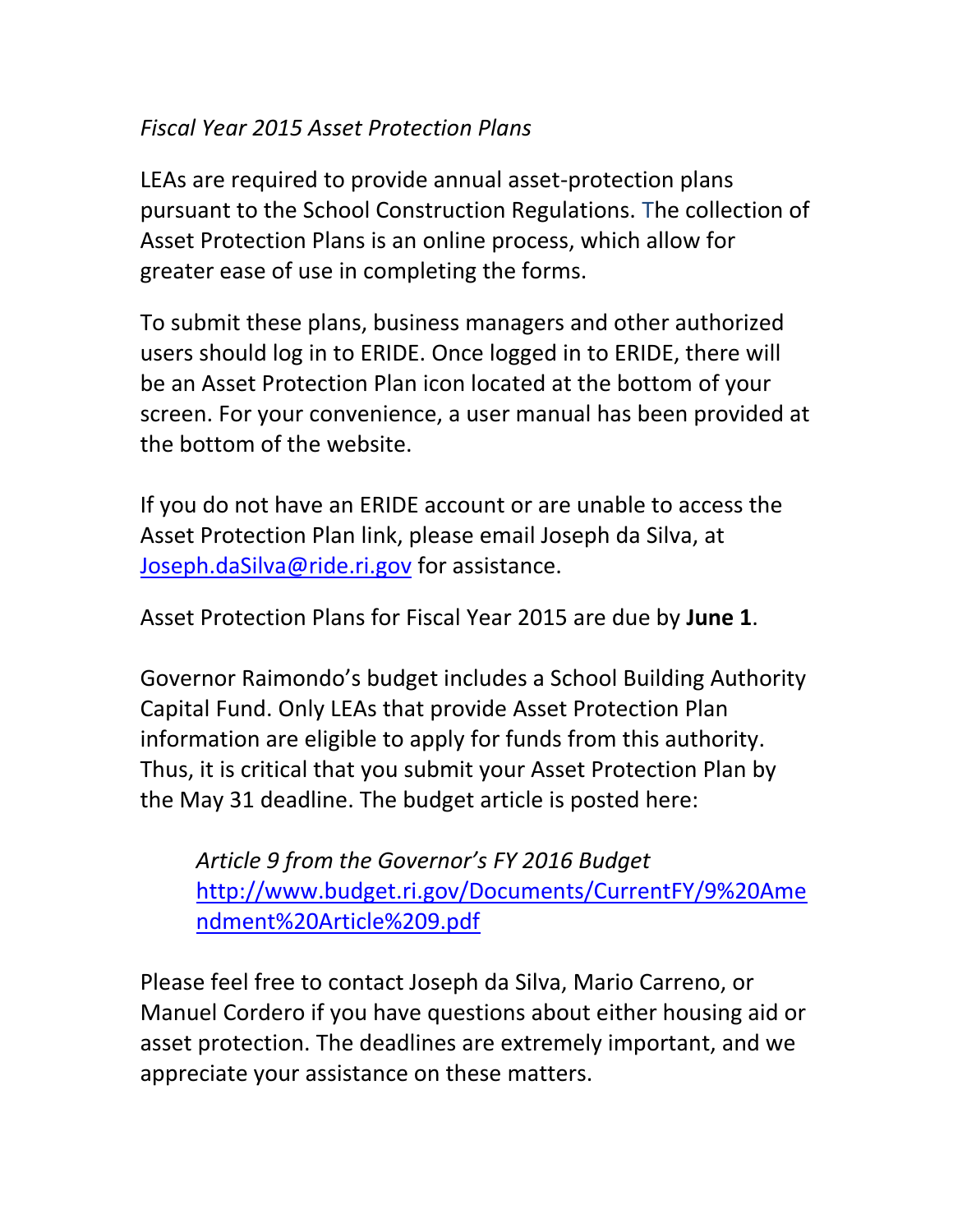*Fiscal Year 2015 Asset Protection Plans*

LEAs are required to provide annual asset-protection plans pursuant to the School Construction Regulations. The collection of Asset Protection Plans is an online process, which allow for greater ease of use in completing the forms.

To submit these plans, business managers and other authorized users should log in to ERIDE. Once logged in to ERIDE, there will be an Asset Protection Plan icon located at the bottom of your screen. For your convenience, a user manual has been provided at the bottom of the website.

If you do not have an ERIDE account or are unable to access the Asset Protection Plan link, please email Joseph da Silva, at [Joseph.daSilva@ride.ri.gov](mailto:Joseph.daSilva@ride.ri.gov) for assistance.

Asset Protection Plans for Fiscal Year 2015 are due by **June 1**.

Governor Raimondo's budget includes a School Building Authority Capital Fund. Only LEAs that provide Asset Protection Plan information are eligible to apply for funds from this authority. Thus, it is critical that you submit your Asset Protection Plan by the May 31 deadline. The budget article is posted here:

> *Article 9 from the Governor's FY 2016 Budget*
> [http://www.budget.ri.gov/Documents/CurrentFY/9%20Amendment%20Article%209.pdf](http://www.budget.ri.gov/Documents/CurrentFY/9%20Amendment%20Article%209.pdf)

Please feel free to contact Joseph da Silva, Mario Carreno, or Manuel Cordero if you have questions about either housing aid or asset protection. The deadlines are extremely important, and we appreciate your assistance on these matters.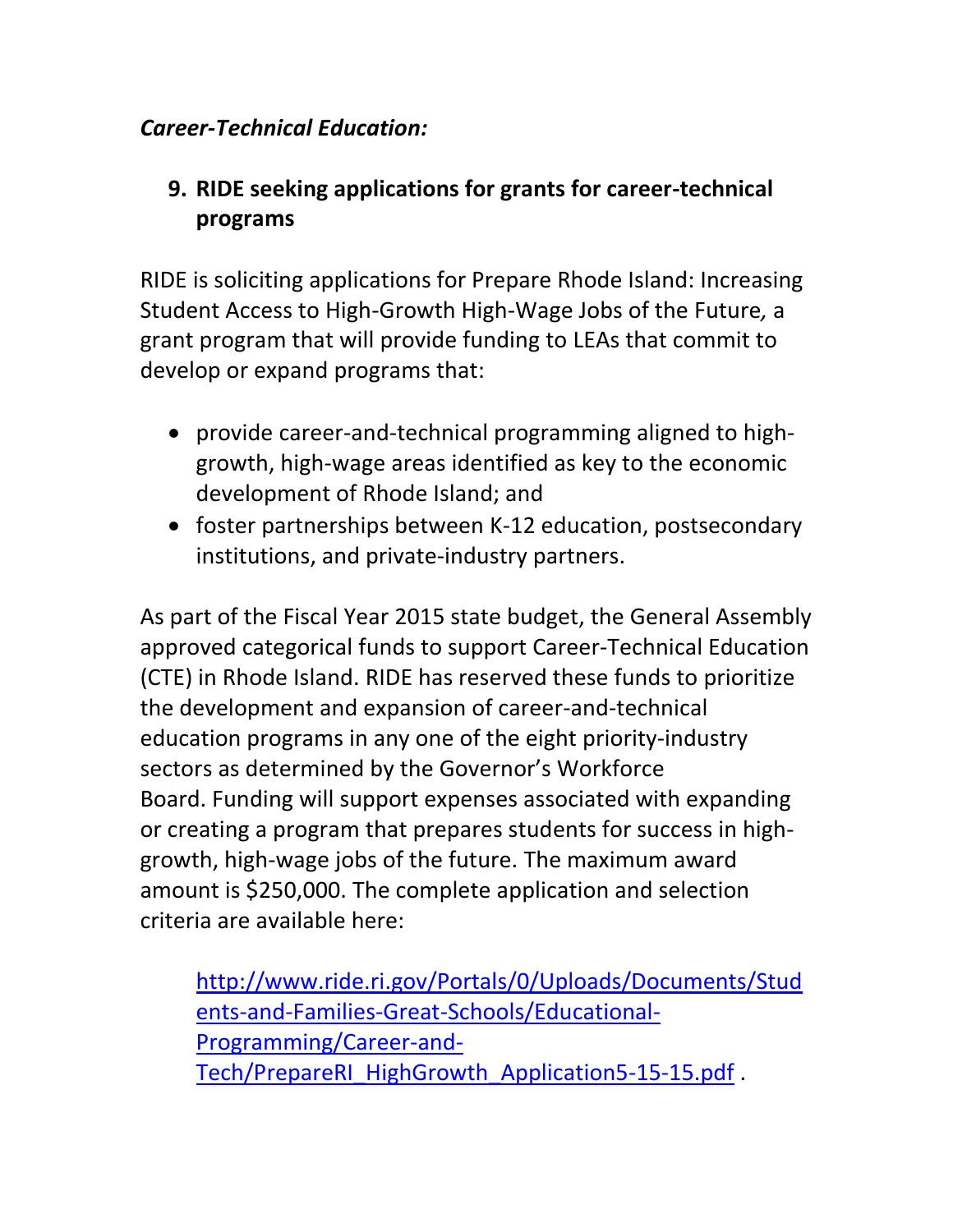*Career-Technical Education:*

**9. RIDE seeking applications for grants for career-technical programs**

RIDE is soliciting applications for Prepare Rhode Island: Increasing Student Access to High-Growth High-Wage Jobs of the Future*,* a grant program that will provide funding to LEAs that commit to develop or expand programs that:

- provide career-and-technical programming aligned to high-growth, high-wage areas identified as key to the economic development of Rhode Island; and
- foster partnerships between K-12 education, postsecondary institutions, and private-industry partners.

As part of the Fiscal Year 2015 state budget, the General Assembly approved categorical funds to support Career-Technical Education (CTE) in Rhode Island. RIDE has reserved these funds to prioritize the development and expansion of career-and-technical education programs in any one of the eight priority-industry sectors as determined by the Governor's Workforce Board. Funding will support expenses associated with expanding or creating a program that prepares students for success in high-growth, high-wage jobs of the future. The maximum award amount is $250,000. The complete application and selection criteria are available here:

> http://www.ride.ri.gov/Portals/0/Uploads/Documents/Students-and-Families-Great-Schools/Educational-Programming/Career-and-Tech/PrepareRI_HighGrowth_Application5-15-15.pdf .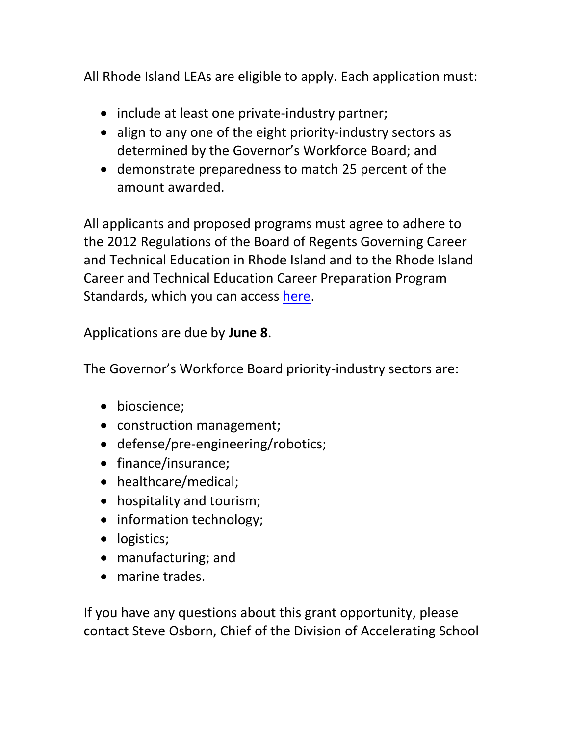All Rhode Island LEAs are eligible to apply. Each application must:

- include at least one private-industry partner;
- align to any one of the eight priority-industry sectors as determined by the Governor's Workforce Board; and
- demonstrate preparedness to match 25 percent of the amount awarded.

All applicants and proposed programs must agree to adhere to the 2012 Regulations of the Board of Regents Governing Career and Technical Education in Rhode Island and to the Rhode Island Career and Technical Education Career Preparation Program Standards, which you can access here.

Applications are due by **June 8**.

The Governor's Workforce Board priority-industry sectors are:

- bioscience;
- construction management;
- defense/pre-engineering/robotics;
- finance/insurance;
- healthcare/medical;
- hospitality and tourism;
- information technology;
- logistics;
- manufacturing; and
- marine trades.

If you have any questions about this grant opportunity, please contact Steve Osborn, Chief of the Division of Accelerating School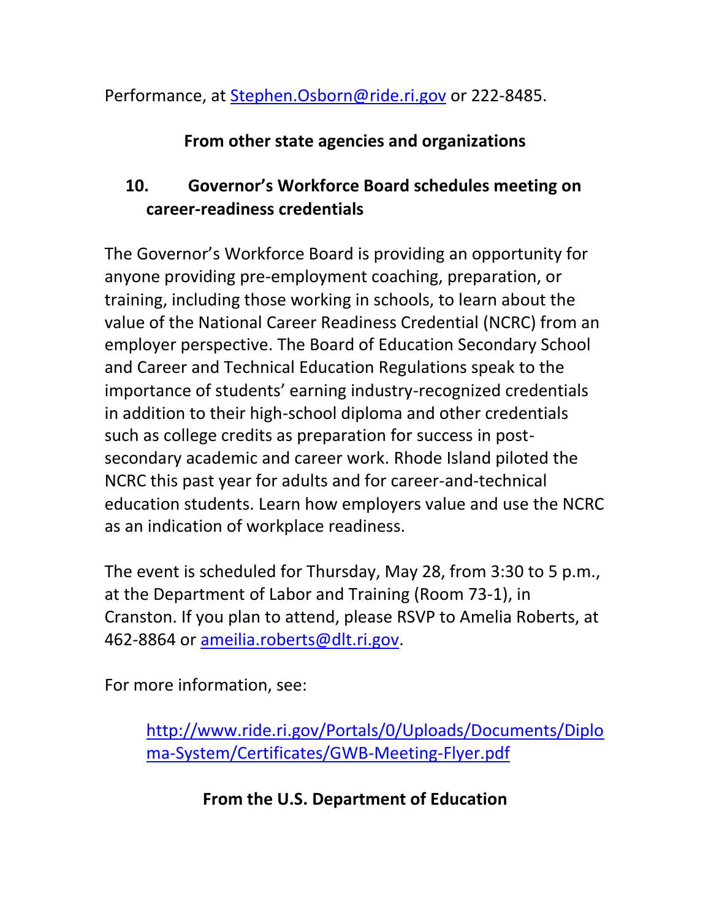Performance, at Stephen.Osborn@ride.ri.gov or 222-8485.

## From other state agencies and organizations

### 10. Governor's Workforce Board schedules meeting on career-readiness credentials

The Governor's Workforce Board is providing an opportunity for anyone providing pre-employment coaching, preparation, or training, including those working in schools, to learn about the value of the National Career Readiness Credential (NCRC) from an employer perspective. The Board of Education Secondary School and Career and Technical Education Regulations speak to the importance of students' earning industry-recognized credentials in addition to their high-school diploma and other credentials such as college credits as preparation for success in post-secondary academic and career work. Rhode Island piloted the NCRC this past year for adults and for career-and-technical education students. Learn how employers value and use the NCRC as an indication of workplace readiness.

The event is scheduled for Thursday, May 28, from 3:30 to 5 p.m., at the Department of Labor and Training (Room 73-1), in Cranston. If you plan to attend, please RSVP to Amelia Roberts, at 462-8864 or ameilia.roberts@dlt.ri.gov.

For more information, see:

> http://www.ride.ri.gov/Portals/0/Uploads/Documents/Diploma-System/Certificates/GWB-Meeting-Flyer.pdf

## From the U.S. Department of Education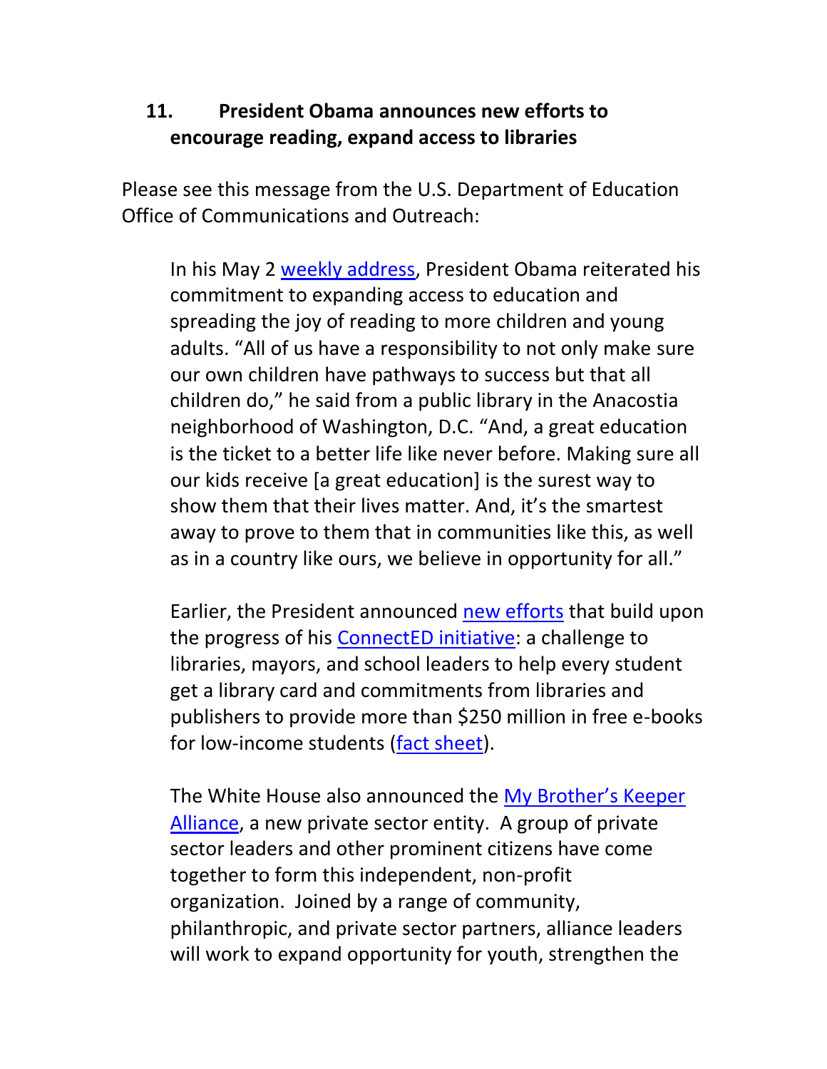## 11. President Obama announces new efforts to encourage reading, expand access to libraries

Please see this message from the U.S. Department of Education Office of Communications and Outreach:

> In his May 2 weekly address, President Obama reiterated his commitment to expanding access to education and spreading the joy of reading to more children and young adults. "All of us have a responsibility to not only make sure our own children have pathways to success but that all children do," he said from a public library in the Anacostia neighborhood of Washington, D.C. "And, a great education is the ticket to a better life like never before. Making sure all our kids receive [a great education] is the surest way to show them that their lives matter. And, it's the smartest away to prove to them that in communities like this, as well as in a country like ours, we believe in opportunity for all."
>
> Earlier, the President announced new efforts that build upon the progress of his ConnectED initiative: a challenge to libraries, mayors, and school leaders to help every student get a library card and commitments from libraries and publishers to provide more than $250 million in free e-books for low-income students (fact sheet).
>
> The White House also announced the My Brother's Keeper Alliance, a new private sector entity. A group of private sector leaders and other prominent citizens have come together to form this independent, non-profit organization. Joined by a range of community, philanthropic, and private sector partners, alliance leaders will work to expand opportunity for youth, strengthen the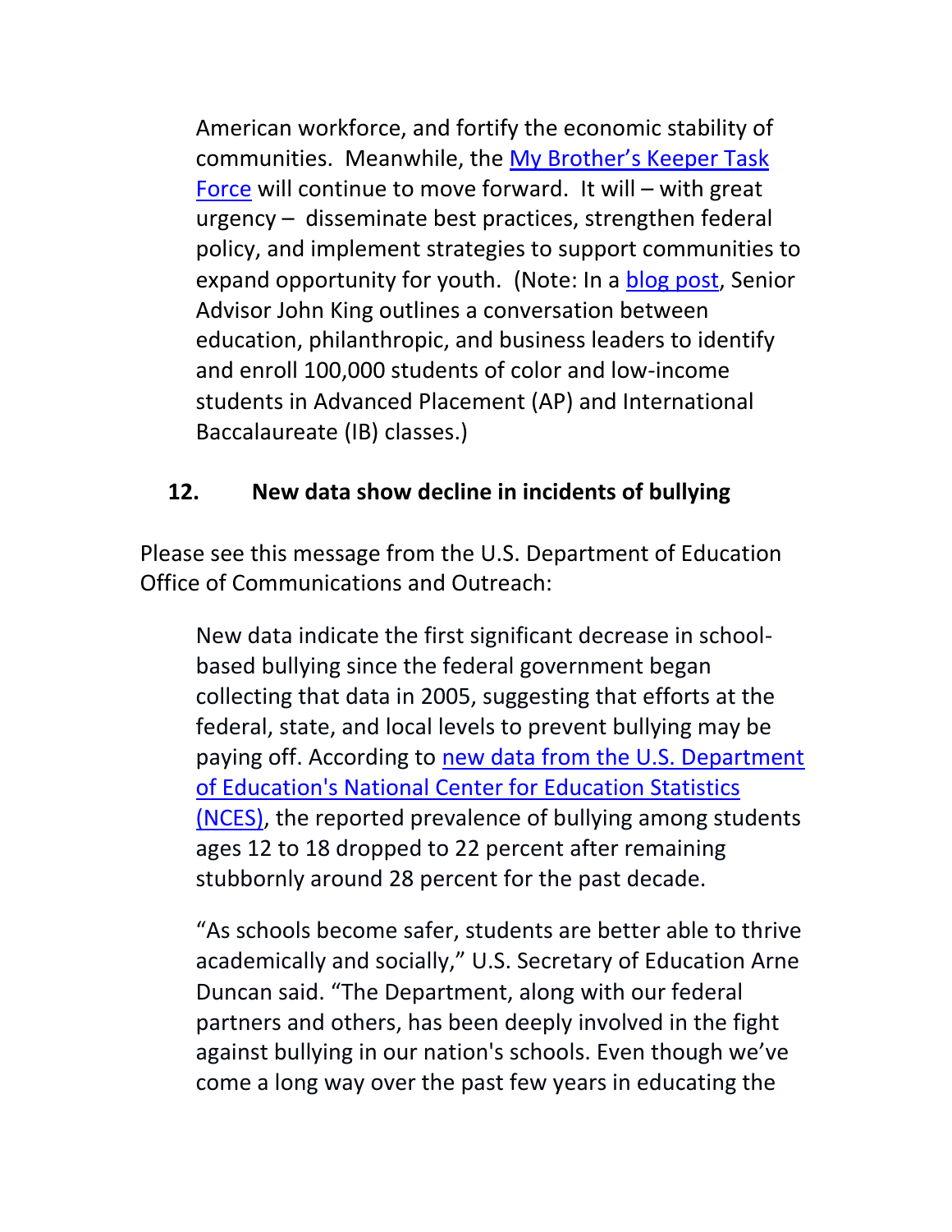American workforce, and fortify the economic stability of communities. Meanwhile, the My Brother's Keeper Task Force will continue to move forward. It will – with great urgency – disseminate best practices, strengthen federal policy, and implement strategies to support communities to expand opportunity for youth. (Note: In a blog post, Senior Advisor John King outlines a conversation between education, philanthropic, and business leaders to identify and enroll 100,000 students of color and low-income students in Advanced Placement (AP) and International Baccalaureate (IB) classes.)

## 12. New data show decline in incidents of bullying

Please see this message from the U.S. Department of Education Office of Communications and Outreach:

> New data indicate the first significant decrease in school-based bullying since the federal government began collecting that data in 2005, suggesting that efforts at the federal, state, and local levels to prevent bullying may be paying off. According to new data from the U.S. Department of Education's National Center for Education Statistics (NCES), the reported prevalence of bullying among students ages 12 to 18 dropped to 22 percent after remaining stubbornly around 28 percent for the past decade.
>
> "As schools become safer, students are better able to thrive academically and socially," U.S. Secretary of Education Arne Duncan said. "The Department, along with our federal partners and others, has been deeply involved in the fight against bullying in our nation's schools. Even though we've come a long way over the past few years in educating the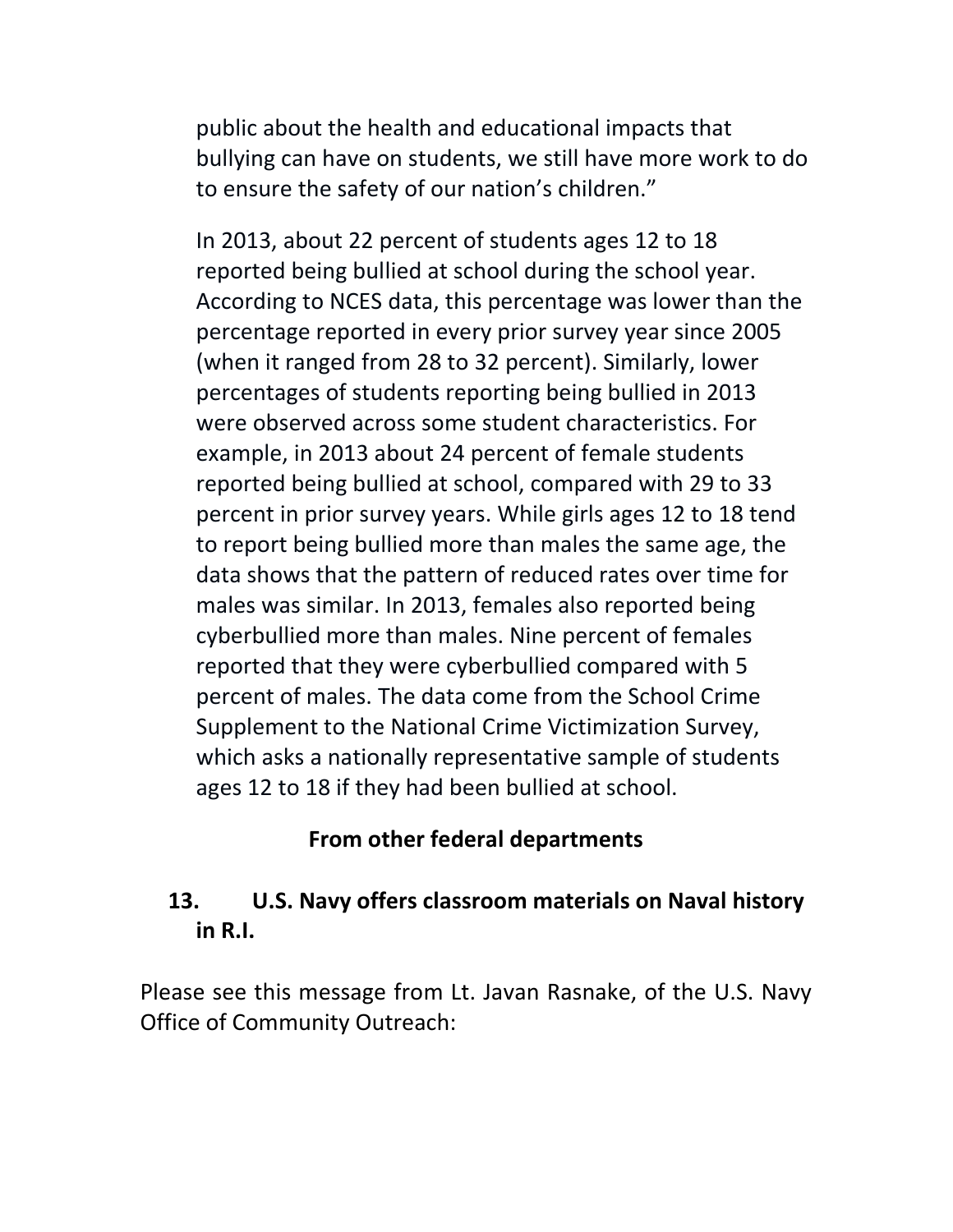public about the health and educational impacts that bullying can have on students, we still have more work to do to ensure the safety of our nation's children."

In 2013, about 22 percent of students ages 12 to 18 reported being bullied at school during the school year. According to NCES data, this percentage was lower than the percentage reported in every prior survey year since 2005 (when it ranged from 28 to 32 percent). Similarly, lower percentages of students reporting being bullied in 2013 were observed across some student characteristics. For example, in 2013 about 24 percent of female students reported being bullied at school, compared with 29 to 33 percent in prior survey years. While girls ages 12 to 18 tend to report being bullied more than males the same age, the data shows that the pattern of reduced rates over time for males was similar. In 2013, females also reported being cyberbullied more than males. Nine percent of females reported that they were cyberbullied compared with 5 percent of males. The data come from the School Crime Supplement to the National Crime Victimization Survey, which asks a nationally representative sample of students ages 12 to 18 if they had been bullied at school.

## From other federal departments

### 13. U.S. Navy offers classroom materials on Naval history in R.I.

Please see this message from Lt. Javan Rasnake, of the U.S. Navy Office of Community Outreach: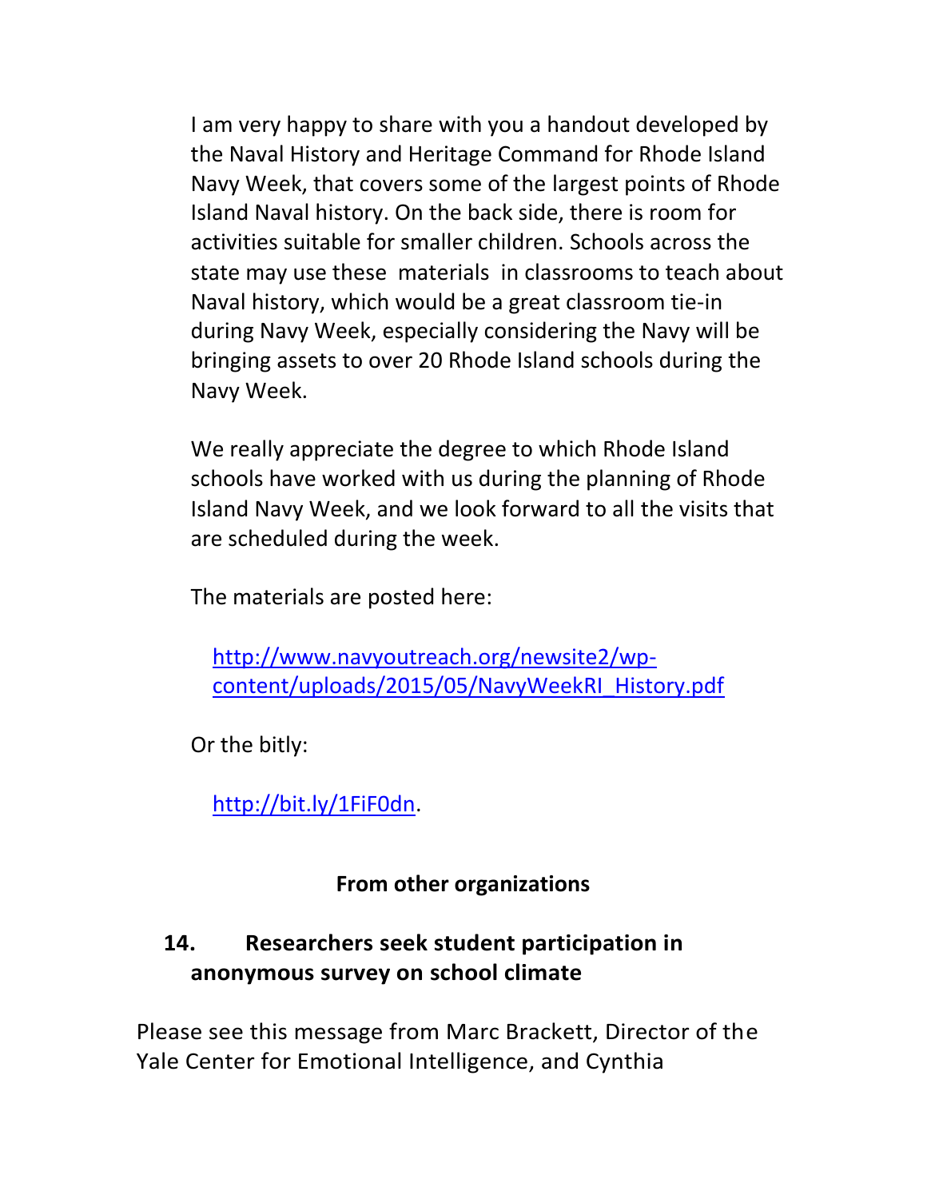I am very happy to share with you a handout developed by the Naval History and Heritage Command for Rhode Island Navy Week, that covers some of the largest points of Rhode Island Naval history. On the back side, there is room for activities suitable for smaller children. Schools across the state may use these materials in classrooms to teach about Naval history, which would be a great classroom tie-in during Navy Week, especially considering the Navy will be bringing assets to over 20 Rhode Island schools during the Navy Week.

We really appreciate the degree to which Rhode Island schools have worked with us during the planning of Rhode Island Navy Week, and we look forward to all the visits that are scheduled during the week.

The materials are posted here:

[http://www.navyoutreach.org/newsite2/wp-content/uploads/2015/05/NavyWeekRI_History.pdf](http://www.navyoutreach.org/newsite2/wp-content/uploads/2015/05/NavyWeekRI_History.pdf)

Or the bitly:

[http://bit.ly/1FiF0dn](http://bit.ly/1FiF0dn).

**From other organizations**

## 14. Researchers seek student participation in anonymous survey on school climate

Please see this message from Marc Brackett, Director of the Yale Center for Emotional Intelligence, and Cynthia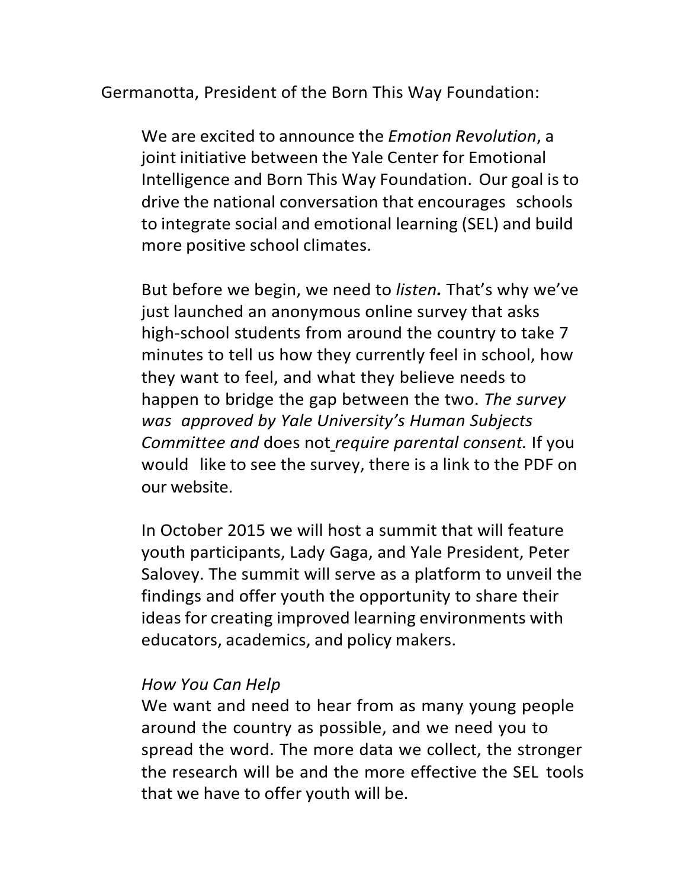Germanotta, President of the Born This Way Foundation:

> We are excited to announce the *Emotion Revolution*, a joint initiative between the Yale Center for Emotional Intelligence and Born This Way Foundation. Our goal is to drive the national conversation that encourages schools to integrate social and emotional learning (SEL) and build more positive school climates.
>
> But before we begin, we need to *listen.* That's why we've just launched an anonymous online survey that asks high-school students from around the country to take 7 minutes to tell us how they currently feel in school, how they want to feel, and what they believe needs to happen to bridge the gap between the two. *The survey was approved by Yale University's Human Subjects Committee and* does not *require parental consent.* If you would like to see the survey, there is a link to the PDF on our website.
>
> In October 2015 we will host a summit that will feature youth participants, Lady Gaga, and Yale President, Peter Salovey. The summit will serve as a platform to unveil the findings and offer youth the opportunity to share their ideas for creating improved learning environments with educators, academics, and policy makers.
>
> *How You Can Help*
>
> We want and need to hear from as many young people around the country as possible, and we need you to spread the word. The more data we collect, the stronger the research will be and the more effective the SEL tools that we have to offer youth will be.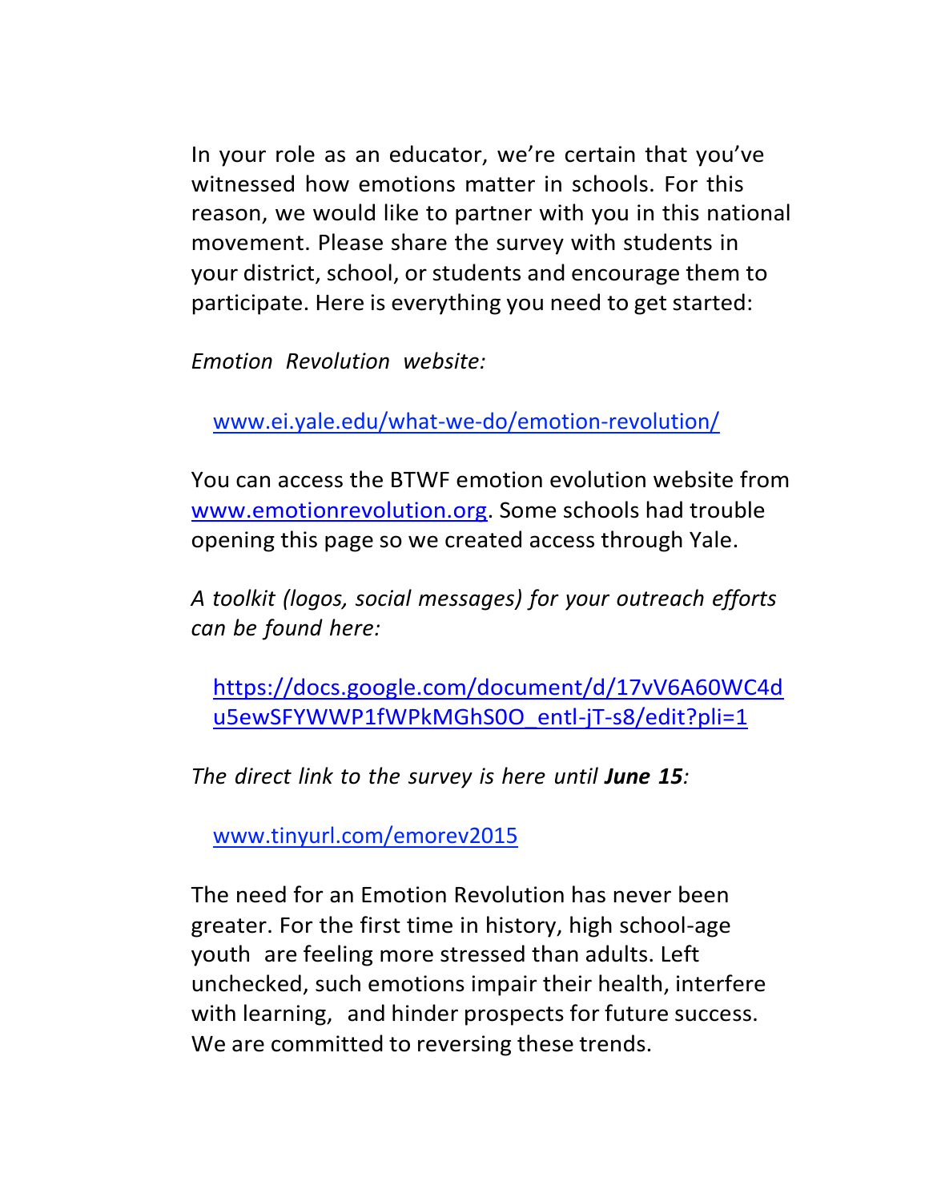In your role as an educator, we're certain that you've witnessed how emotions matter in schools. For this reason, we would like to partner with you in this national movement. Please share the survey with students in your district, school, or students and encourage them to participate. Here is everything you need to get started:

*Emotion Revolution website:*

[www.ei.yale.edu/what-we-do/emotion-revolution/](www.ei.yale.edu/what-we-do/emotion-revolution/)

You can access the BTWF emotion evolution website from [www.emotionrevolution.org](www.emotionrevolution.org). Some schools had trouble opening this page so we created access through Yale.

*A toolkit (logos, social messages) for your outreach efforts can be found here:*

[https://docs.google.com/document/d/17vV6A60WC4du5ewSFYWWP1fWPkMGhS0O_entl-jT-s8/edit?pli=1](https://docs.google.com/document/d/17vV6A60WC4du5ewSFYWWP1fWPkMGhS0O_entl-jT-s8/edit?pli=1)

*The direct link to the survey is here until* ***June 15****:*

[www.tinyurl.com/emorev2015](www.tinyurl.com/emorev2015)

The need for an Emotion Revolution has never been greater. For the first time in history, high school-age youth are feeling more stressed than adults. Left unchecked, such emotions impair their health, interfere with learning, and hinder prospects for future success. We are committed to reversing these trends.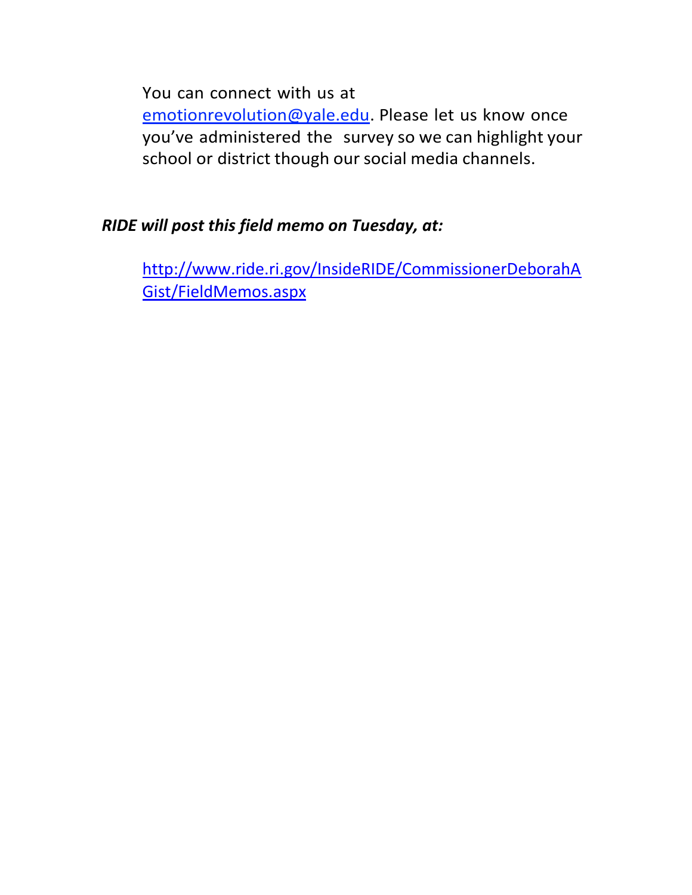You can connect with us at emotionrevolution@yale.edu. Please let us know once you've administered the survey so we can highlight your school or district though our social media channels.

***RIDE will post this field memo on Tuesday, at:***

http://www.ride.ri.gov/InsideRIDE/CommissionerDeborahAGist/FieldMemos.aspx